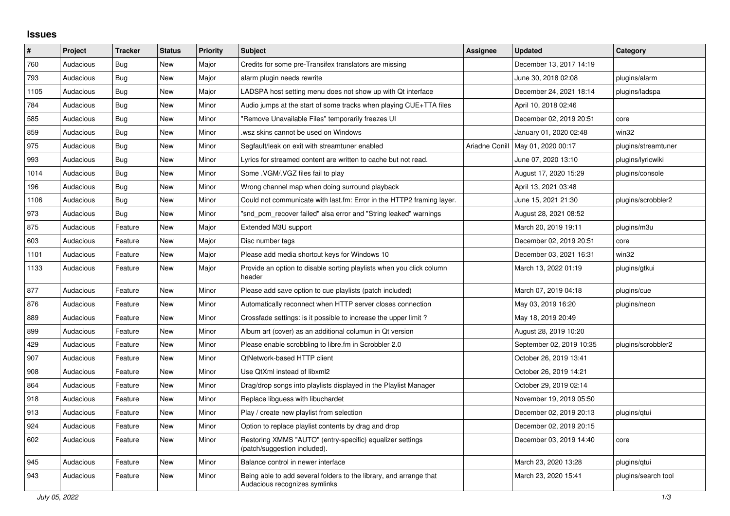## Issues

| # | Project | Tracker | Status | Priority | Subject | Assignee | Updated | Category |
|---|---|---|---|---|---|---|---|---|
| 760 | Audacious | Bug | New | Major | Credits for some pre-Transifex translators are missing | | December 13, 2017 14:19 | |
| 793 | Audacious | Bug | New | Major | alarm plugin needs rewrite | | June 30, 2018 02:08 | plugins/alarm |
| 1105 | Audacious | Bug | New | Major | LADSPA host setting menu does not show up with Qt interface | | December 24, 2021 18:14 | plugins/ladspa |
| 784 | Audacious | Bug | New | Minor | Audio jumps at the start of some tracks when playing CUE+TTA files | | April 10, 2018 02:46 | |
| 585 | Audacious | Bug | New | Minor | "Remove Unavailable Files" temporarily freezes UI | | December 02, 2019 20:51 | core |
| 859 | Audacious | Bug | New | Minor | .wsz skins cannot be used on Windows | | January 01, 2020 02:48 | win32 |
| 975 | Audacious | Bug | New | Minor | Segfault/leak on exit with streamtuner enabled | Ariadne Conill | May 01, 2020 00:17 | plugins/streamtuner |
| 993 | Audacious | Bug | New | Minor | Lyrics for streamed content are written to cache but not read. | | June 07, 2020 13:10 | plugins/lyricwiki |
| 1014 | Audacious | Bug | New | Minor | Some .VGM/.VGZ files fail to play | | August 17, 2020 15:29 | plugins/console |
| 196 | Audacious | Bug | New | Minor | Wrong channel map when doing surround playback | | April 13, 2021 03:48 | |
| 1106 | Audacious | Bug | New | Minor | Could not communicate with last.fm: Error in the HTTP2 framing layer. | | June 15, 2021 21:30 | plugins/scrobbler2 |
| 973 | Audacious | Bug | New | Minor | "snd_pcm_recover failed" alsa error and "String leaked" warnings | | August 28, 2021 08:52 | |
| 875 | Audacious | Feature | New | Major | Extended M3U support | | March 20, 2019 19:11 | plugins/m3u |
| 603 | Audacious | Feature | New | Major | Disc number tags | | December 02, 2019 20:51 | core |
| 1101 | Audacious | Feature | New | Major | Please add media shortcut keys for Windows 10 | | December 03, 2021 16:31 | win32 |
| 1133 | Audacious | Feature | New | Major | Provide an option to disable sorting playlists when you click column header | | March 13, 2022 01:19 | plugins/gtkui |
| 877 | Audacious | Feature | New | Minor | Please add save option to cue playlists (patch included) | | March 07, 2019 04:18 | plugins/cue |
| 876 | Audacious | Feature | New | Minor | Automatically reconnect when HTTP server closes connection | | May 03, 2019 16:20 | plugins/neon |
| 889 | Audacious | Feature | New | Minor | Crossfade settings: is it possible to increase the upper limit ? | | May 18, 2019 20:49 | |
| 899 | Audacious | Feature | New | Minor | Album art (cover) as an additional columun in Qt version | | August 28, 2019 10:20 | |
| 429 | Audacious | Feature | New | Minor | Please enable scrobbling to libre.fm in Scrobbler 2.0 | | September 02, 2019 10:35 | plugins/scrobbler2 |
| 907 | Audacious | Feature | New | Minor | QtNetwork-based HTTP client | | October 26, 2019 13:41 | |
| 908 | Audacious | Feature | New | Minor | Use QtXml instead of libxml2 | | October 26, 2019 14:21 | |
| 864 | Audacious | Feature | New | Minor | Drag/drop songs into playlists displayed in the Playlist Manager | | October 29, 2019 02:14 | |
| 918 | Audacious | Feature | New | Minor | Replace libguess with libuchardet | | November 19, 2019 05:50 | |
| 913 | Audacious | Feature | New | Minor | Play / create new playlist from selection | | December 02, 2019 20:13 | plugins/qtui |
| 924 | Audacious | Feature | New | Minor | Option to replace playlist contents by drag and drop | | December 02, 2019 20:15 | |
| 602 | Audacious | Feature | New | Minor | Restoring XMMS "AUTO" (entry-specific) equalizer settings (patch/suggestion included). | | December 03, 2019 14:40 | core |
| 945 | Audacious | Feature | New | Minor | Balance control in newer interface | | March 23, 2020 13:28 | plugins/qtui |
| 943 | Audacious | Feature | New | Minor | Being able to add several folders to the library, and arrange that Audacious recognizes symlinks | | March 23, 2020 15:41 | plugins/search tool |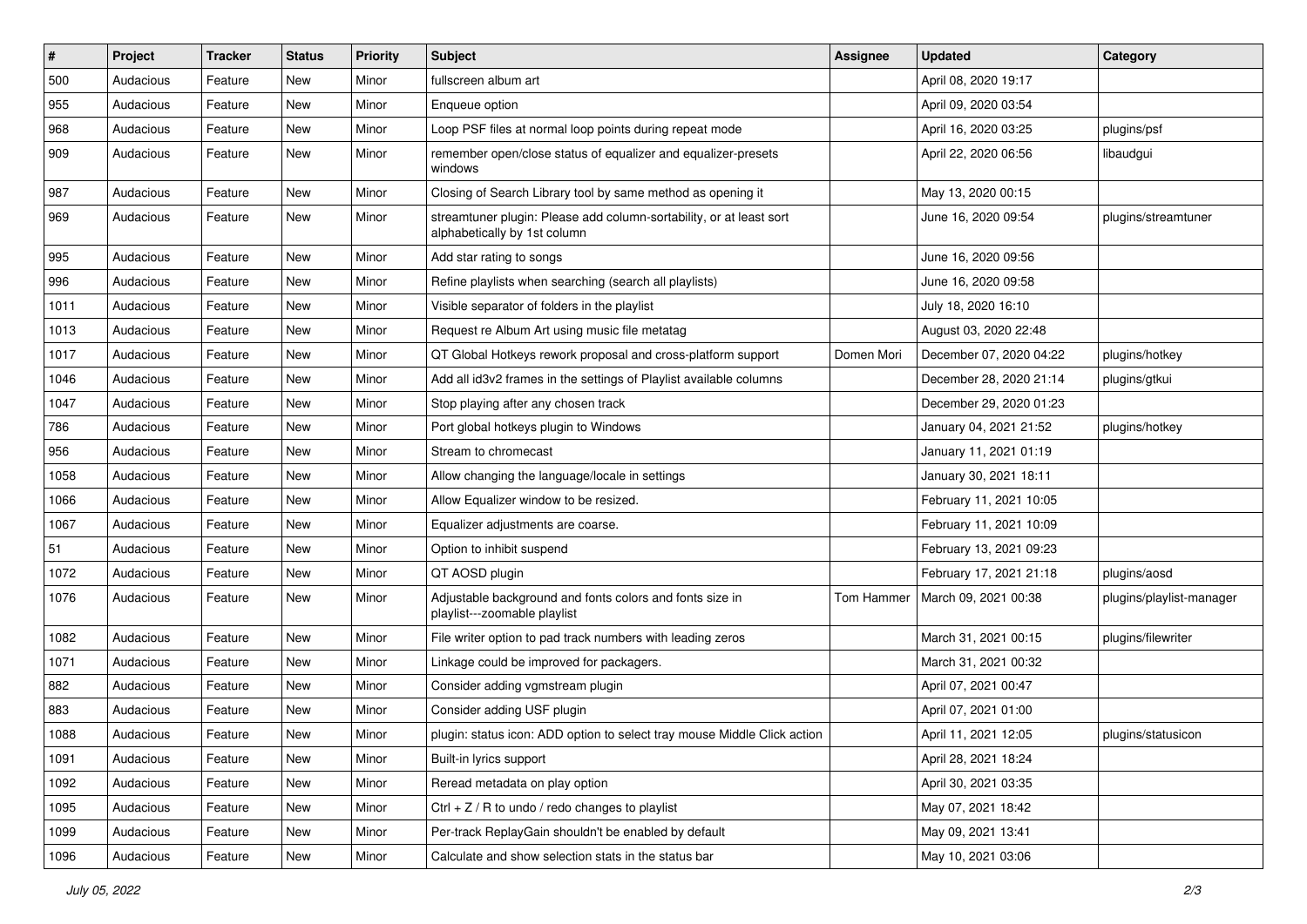| # | Project | Tracker | Status | Priority | Subject | Assignee | Updated | Category |
|---|---|---|---|---|---|---|---|---|
| 500 | Audacious | Feature | New | Minor | fullscreen album art | | April 08, 2020 19:17 | |
| 955 | Audacious | Feature | New | Minor | Enqueue option | | April 09, 2020 03:54 | |
| 968 | Audacious | Feature | New | Minor | Loop PSF files at normal loop points during repeat mode | | April 16, 2020 03:25 | plugins/psf |
| 909 | Audacious | Feature | New | Minor | remember open/close status of equalizer and equalizer-presets windows | | April 22, 2020 06:56 | libaudgui |
| 987 | Audacious | Feature | New | Minor | Closing of Search Library tool by same method as opening it | | May 13, 2020 00:15 | |
| 969 | Audacious | Feature | New | Minor | streamtuner plugin: Please add column-sortability, or at least sort alphabetically by 1st column | | June 16, 2020 09:54 | plugins/streamtuner |
| 995 | Audacious | Feature | New | Minor | Add star rating to songs | | June 16, 2020 09:56 | |
| 996 | Audacious | Feature | New | Minor | Refine playlists when searching (search all playlists) | | June 16, 2020 09:58 | |
| 1011 | Audacious | Feature | New | Minor | Visible separator of folders in the playlist | | July 18, 2020 16:10 | |
| 1013 | Audacious | Feature | New | Minor | Request re Album Art using music file metatag | | August 03, 2020 22:48 | |
| 1017 | Audacious | Feature | New | Minor | QT Global Hotkeys rework proposal and cross-platform support | Domen Mori | December 07, 2020 04:22 | plugins/hotkey |
| 1046 | Audacious | Feature | New | Minor | Add all id3v2 frames in the settings of Playlist available columns | | December 28, 2020 21:14 | plugins/gtkui |
| 1047 | Audacious | Feature | New | Minor | Stop playing after any chosen track | | December 29, 2020 01:23 | |
| 786 | Audacious | Feature | New | Minor | Port global hotkeys plugin to Windows | | January 04, 2021 21:52 | plugins/hotkey |
| 956 | Audacious | Feature | New | Minor | Stream to chromecast | | January 11, 2021 01:19 | |
| 1058 | Audacious | Feature | New | Minor | Allow changing the language/locale in settings | | January 30, 2021 18:11 | |
| 1066 | Audacious | Feature | New | Minor | Allow Equalizer window to be resized. | | February 11, 2021 10:05 | |
| 1067 | Audacious | Feature | New | Minor | Equalizer adjustments are coarse. | | February 11, 2021 10:09 | |
| 51 | Audacious | Feature | New | Minor | Option to inhibit suspend | | February 13, 2021 09:23 | |
| 1072 | Audacious | Feature | New | Minor | QT AOSD plugin | | February 17, 2021 21:18 | plugins/aosd |
| 1076 | Audacious | Feature | New | Minor | Adjustable background and fonts colors and fonts size in playlist---zoomable playlist | Tom Hammer | March 09, 2021 00:38 | plugins/playlist-manager |
| 1082 | Audacious | Feature | New | Minor | File writer option to pad track numbers with leading zeros | | March 31, 2021 00:15 | plugins/filewriter |
| 1071 | Audacious | Feature | New | Minor | Linkage could be improved for packagers. | | March 31, 2021 00:32 | |
| 882 | Audacious | Feature | New | Minor | Consider adding vgmstream plugin | | April 07, 2021 00:47 | |
| 883 | Audacious | Feature | New | Minor | Consider adding USF plugin | | April 07, 2021 01:00 | |
| 1088 | Audacious | Feature | New | Minor | plugin: status icon: ADD option to select tray mouse Middle Click action | | April 11, 2021 12:05 | plugins/statusicon |
| 1091 | Audacious | Feature | New | Minor | Built-in lyrics support | | April 28, 2021 18:24 | |
| 1092 | Audacious | Feature | New | Minor | Reread metadata on play option | | April 30, 2021 03:35 | |
| 1095 | Audacious | Feature | New | Minor | Ctrl + Z / R to undo / redo changes to playlist | | May 07, 2021 18:42 | |
| 1099 | Audacious | Feature | New | Minor | Per-track ReplayGain shouldn't be enabled by default | | May 09, 2021 13:41 | |
| 1096 | Audacious | Feature | New | Minor | Calculate and show selection stats in the status bar | | May 10, 2021 03:06 | |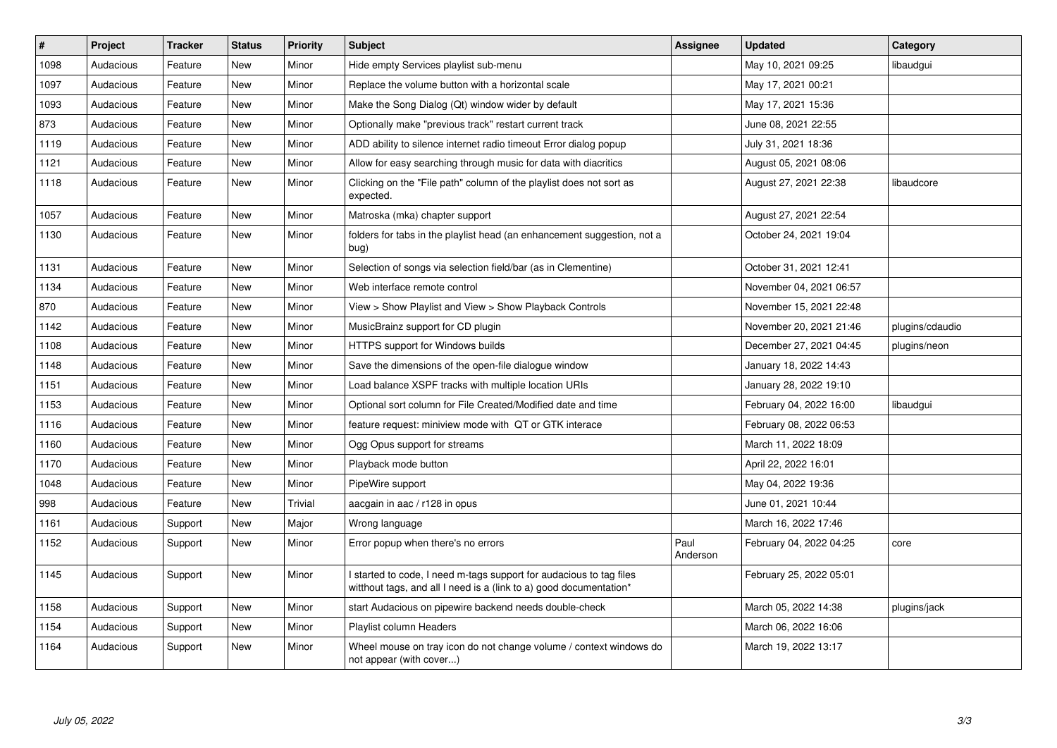| # | Project | Tracker | Status | Priority | Subject | Assignee | Updated | Category |
|---|---|---|---|---|---|---|---|---|
| 1098 | Audacious | Feature | New | Minor | Hide empty Services playlist sub-menu | | May 10, 2021 09:25 | libaudgui |
| 1097 | Audacious | Feature | New | Minor | Replace the volume button with a horizontal scale | | May 17, 2021 00:21 | |
| 1093 | Audacious | Feature | New | Minor | Make the Song Dialog (Qt) window wider by default | | May 17, 2021 15:36 | |
| 873 | Audacious | Feature | New | Minor | Optionally make "previous track" restart current track | | June 08, 2021 22:55 | |
| 1119 | Audacious | Feature | New | Minor | ADD ability to silence internet radio timeout Error dialog popup | | July 31, 2021 18:36 | |
| 1121 | Audacious | Feature | New | Minor | Allow for easy searching through music for data with diacritics | | August 05, 2021 08:06 | |
| 1118 | Audacious | Feature | New | Minor | Clicking on the "File path" column of the playlist does not sort as expected. | | August 27, 2021 22:38 | libaudcore |
| 1057 | Audacious | Feature | New | Minor | Matroska (mka) chapter support | | August 27, 2021 22:54 | |
| 1130 | Audacious | Feature | New | Minor | folders for tabs in the playlist head (an enhancement suggestion, not a bug) | | October 24, 2021 19:04 | |
| 1131 | Audacious | Feature | New | Minor | Selection of songs via selection field/bar (as in Clementine) | | October 31, 2021 12:41 | |
| 1134 | Audacious | Feature | New | Minor | Web interface remote control | | November 04, 2021 06:57 | |
| 870 | Audacious | Feature | New | Minor | View > Show Playlist and View > Show Playback Controls | | November 15, 2021 22:48 | |
| 1142 | Audacious | Feature | New | Minor | MusicBrainz support for CD plugin | | November 20, 2021 21:46 | plugins/cdaudio |
| 1108 | Audacious | Feature | New | Minor | HTTPS support for Windows builds | | December 27, 2021 04:45 | plugins/neon |
| 1148 | Audacious | Feature | New | Minor | Save the dimensions of the open-file dialogue window | | January 18, 2022 14:43 | |
| 1151 | Audacious | Feature | New | Minor | Load balance XSPF tracks with multiple location URIs | | January 28, 2022 19:10 | |
| 1153 | Audacious | Feature | New | Minor | Optional sort column for File Created/Modified date and time | | February 04, 2022 16:00 | libaudgui |
| 1116 | Audacious | Feature | New | Minor | feature request: miniview mode with QT or GTK interace | | February 08, 2022 06:53 | |
| 1160 | Audacious | Feature | New | Minor | Ogg Opus support for streams | | March 11, 2022 18:09 | |
| 1170 | Audacious | Feature | New | Minor | Playback mode button | | April 22, 2022 16:01 | |
| 1048 | Audacious | Feature | New | Minor | PipeWire support | | May 04, 2022 19:36 | |
| 998 | Audacious | Feature | New | Trivial | aacgain in aac / r128 in opus | | June 01, 2021 10:44 | |
| 1161 | Audacious | Support | New | Major | Wrong language | | March 16, 2022 17:46 | |
| 1152 | Audacious | Support | New | Minor | Error popup when there's no errors | Paul Anderson | February 04, 2022 04:25 | core |
| 1145 | Audacious | Support | New | Minor | I started to code, I need m-tags support for audacious to tag files witthout tags, and all I need is a (link to a) good documentation* | | February 25, 2022 05:01 | |
| 1158 | Audacious | Support | New | Minor | start Audacious on pipewire backend needs double-check | | March 05, 2022 14:38 | plugins/jack |
| 1154 | Audacious | Support | New | Minor | Playlist column Headers | | March 06, 2022 16:06 | |
| 1164 | Audacious | Support | New | Minor | Wheel mouse on tray icon do not change volume / context windows do not appear (with cover...) | | March 19, 2022 13:17 | |

*July 05, 2022*